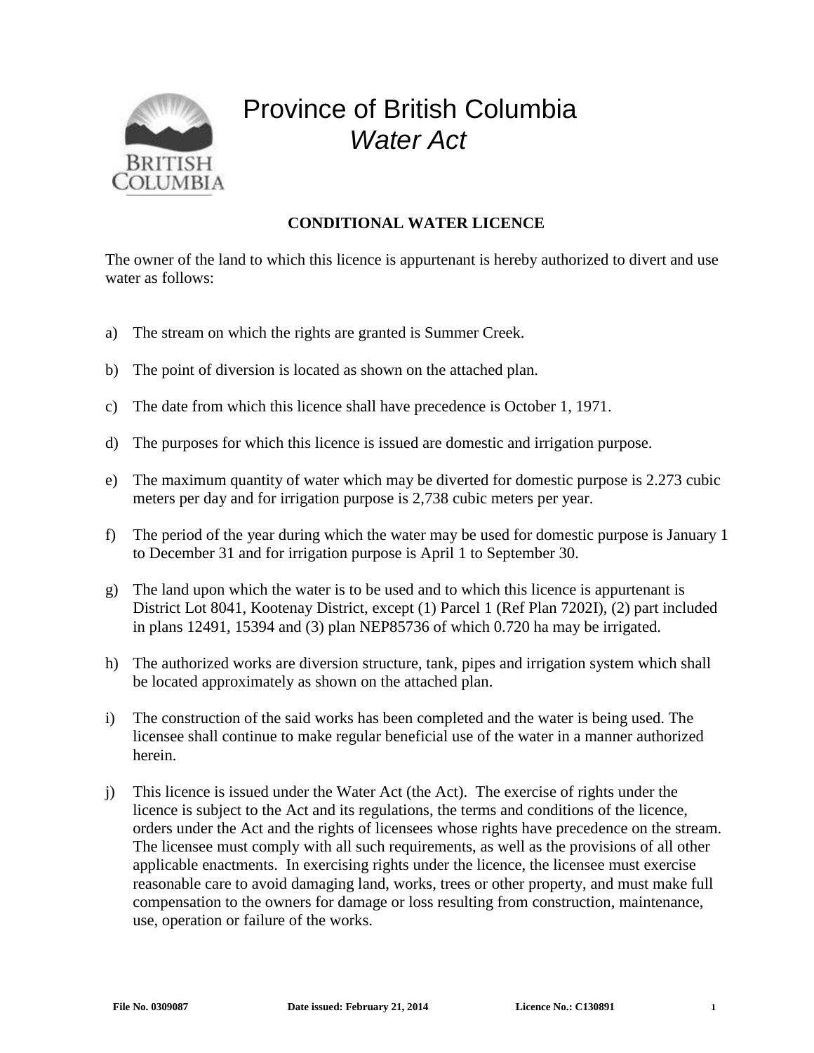# Province of British Columbia

## *Water Act*

### CONDITIONAL WATER LICENCE

The owner of the land to which this licence is appurtenant is hereby authorized to divert and use water as follows:

a) The stream on which the rights are granted is Summer Creek.

b) The point of diversion is located as shown on the attached plan.

c) The date from which this licence shall have precedence is October 1, 1971.

d) The purposes for which this licence is issued are domestic and irrigation purpose.

e) The maximum quantity of water which may be diverted for domestic purpose is 2.273 cubic meters per day and for irrigation purpose is 2,738 cubic meters per year.

f) The period of the year during which the water may be used for domestic purpose is January 1 to December 31 and for irrigation purpose is April 1 to September 30.

g) The land upon which the water is to be used and to which this licence is appurtenant is District Lot 8041, Kootenay District, except (1) Parcel 1 (Ref Plan 7202I), (2) part included in plans 12491, 15394 and (3) plan NEP85736 of which 0.720 ha may be irrigated.

h) The authorized works are diversion structure, tank, pipes and irrigation system which shall be located approximately as shown on the attached plan.

i) The construction of the said works has been completed and the water is being used. The licensee shall continue to make regular beneficial use of the water in a manner authorized herein.

j) This licence is issued under the Water Act (the Act). The exercise of rights under the licence is subject to the Act and its regulations, the terms and conditions of the licence, orders under the Act and the rights of licensees whose rights have precedence on the stream. The licensee must comply with all such requirements, as well as the provisions of all other applicable enactments. In exercising rights under the licence, the licensee must exercise reasonable care to avoid damaging land, works, trees or other property, and must make full compensation to the owners for damage or loss resulting from construction, maintenance, use, operation or failure of the works.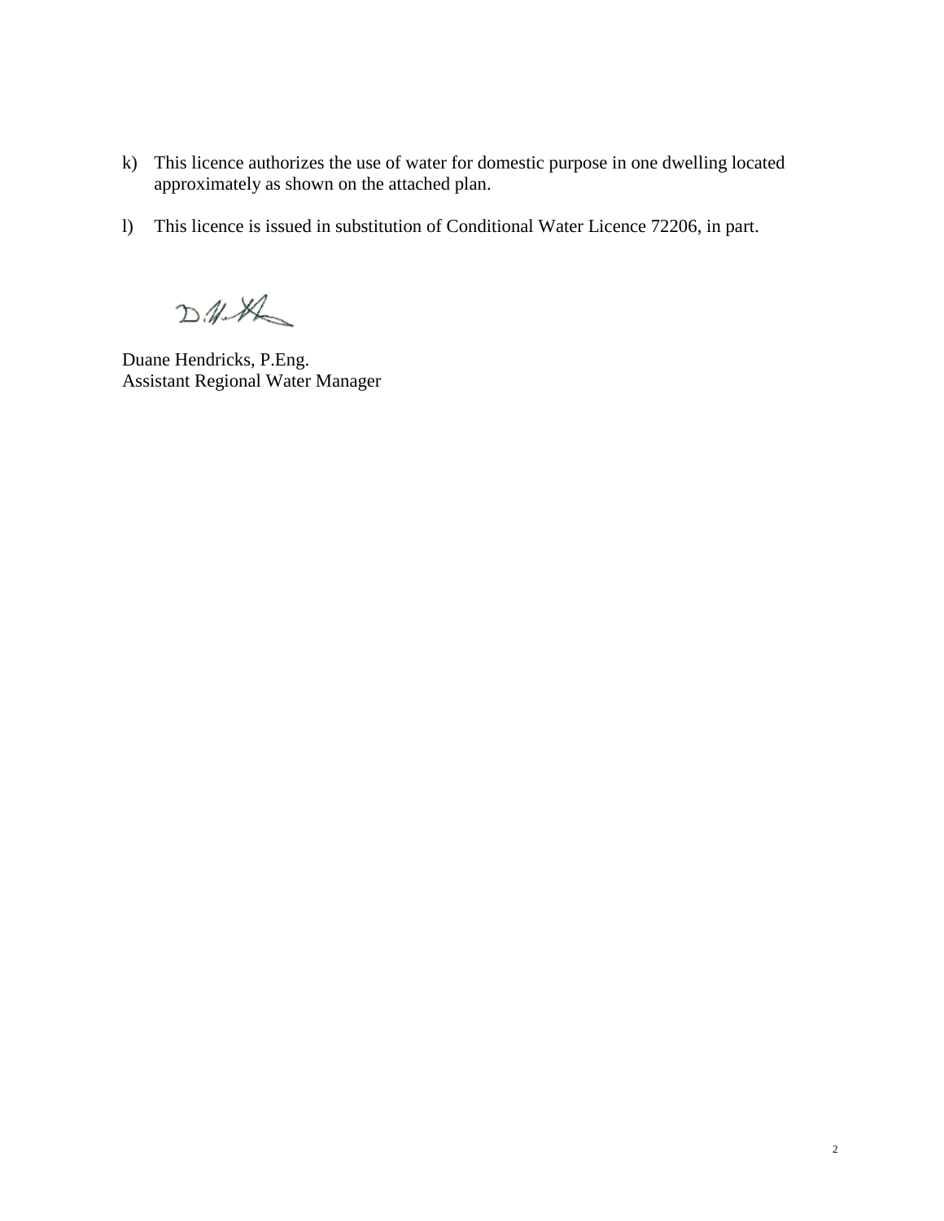k) This licence authorizes the use of water for domestic purpose in one dwelling located approximately as shown on the attached plan.

l) This licence is issued in substitution of Conditional Water Licence 72206, in part.

Duane Hendricks, P.Eng.
Assistant Regional Water Manager